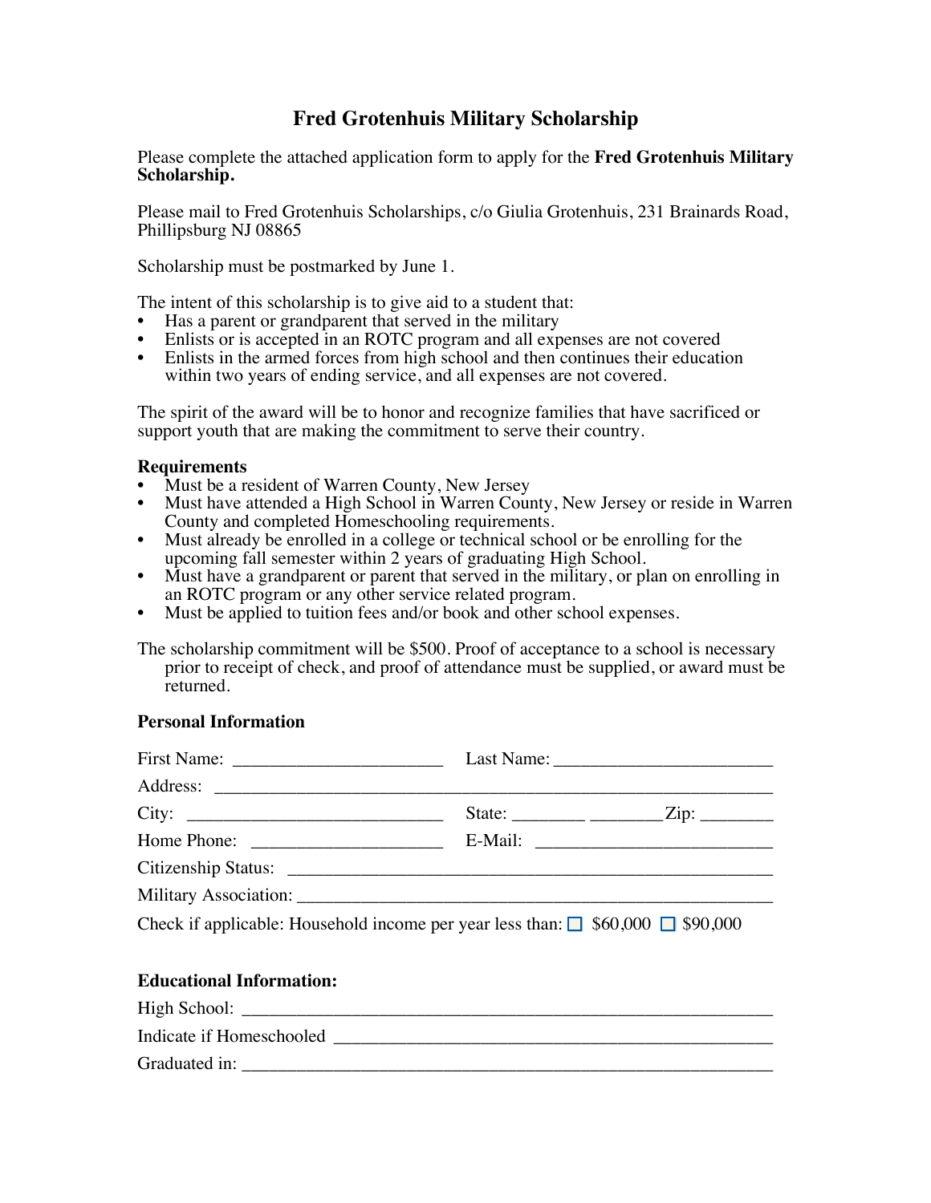# Fred Grotenhuis Military Scholarship

Please complete the attached application form to apply for the **Fred Grotenhuis Military Scholarship.**

Please mail to Fred Grotenhuis Scholarships, c/o Giulia Grotenhuis, 231 Brainards Road, Phillipsburg NJ 08865

Scholarship must be postmarked by June 1.

The intent of this scholarship is to give aid to a student that:

- Has a parent or grandparent that served in the military
- Enlists or is accepted in an ROTC program and all expenses are not covered
- Enlists in the armed forces from high school and then continues their education within two years of ending service, and all expenses are not covered.

The spirit of the award will be to honor and recognize families that have sacrificed or support youth that are making the commitment to serve their country.

**Requirements**

- Must be a resident of Warren County, New Jersey
- Must have attended a High School in Warren County, New Jersey or reside in Warren County and completed Homeschooling requirements.
- Must already be enrolled in a college or technical school or be enrolling for the upcoming fall semester within 2 years of graduating High School.
- Must have a grandparent or parent that served in the military, or plan on enrolling in an ROTC program or any other service related program.
- Must be applied to tuition fees and/or book and other school expenses.

The scholarship commitment will be $500. Proof of acceptance to a school is necessary prior to receipt of check, and proof of attendance must be supplied, or award must be returned.

**Personal Information**

First Name: ______________________ Last Name: ______________________

Address: ____________________________________________________________

City: ____________________________ State: ________ ________Zip: ________

Home Phone: ____________________ E-Mail: __________________________

Citizenship Status: ____________________________________________________

Military Association: ___________________________________________________

Check if applicable: Household income per year less than: ☐ $60,000 ☐ $90,000

**Educational Information:**

High School: ______________________________________________________

Indicate if Homeschooled ___________________________________________

Graduated in: _____________________________________________________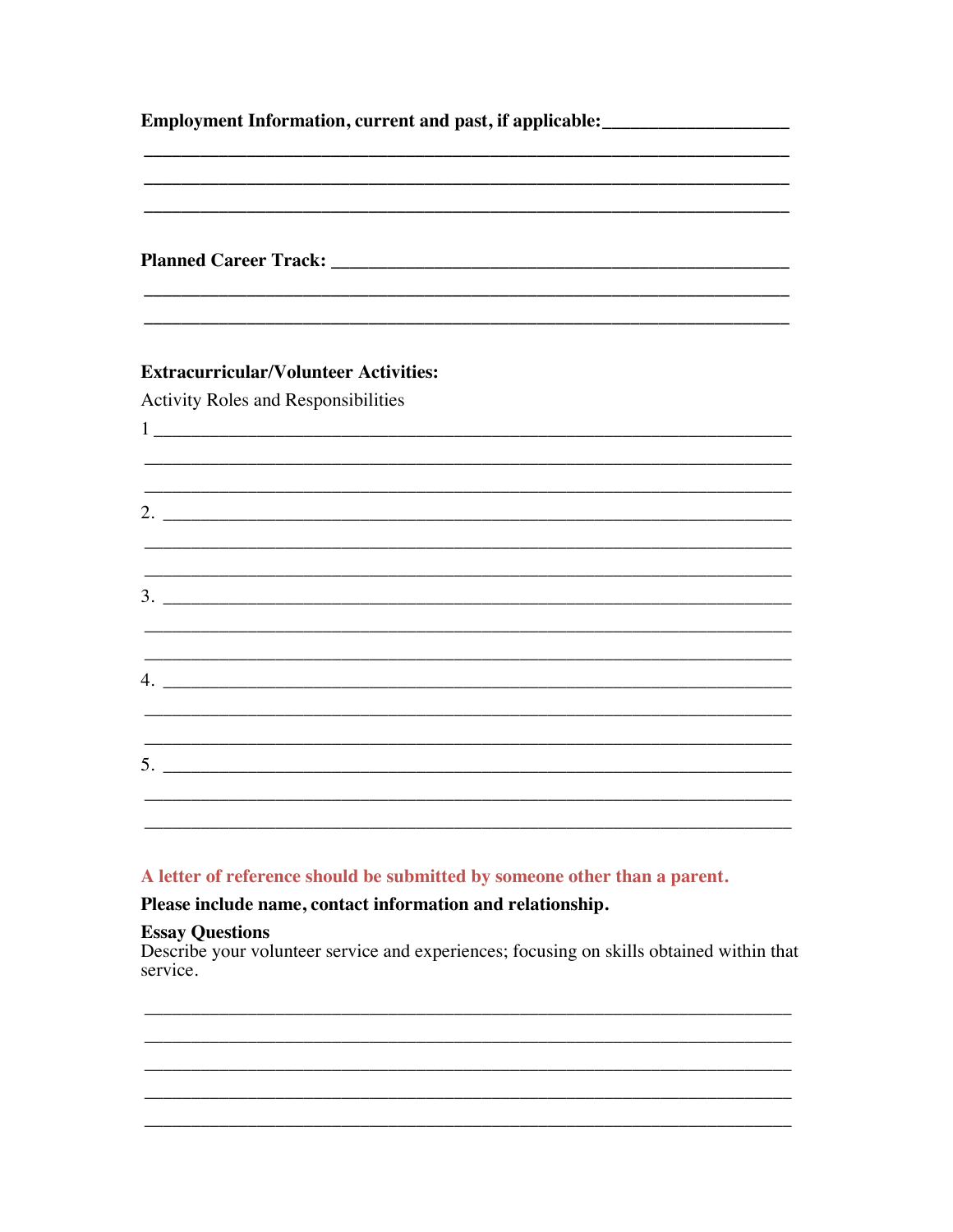**Employment Information, current and past, if applicable:**\_\_\_\_\_\_\_\_\_\_\_\_\_\_\_\_\_\_\_\_

\_\_\_\_\_\_\_\_\_\_\_\_\_\_\_\_\_\_\_\_\_\_\_\_\_\_\_\_\_\_\_\_\_\_\_\_\_\_\_\_\_\_\_\_\_\_\_\_\_\_\_\_\_\_\_\_\_\_\_\_\_\_\_\_

\_\_\_\_\_\_\_\_\_\_\_\_\_\_\_\_\_\_\_\_\_\_\_\_\_\_\_\_\_\_\_\_\_\_\_\_\_\_\_\_\_\_\_\_\_\_\_\_\_\_\_\_\_\_\_\_\_\_\_\_\_\_\_\_

\_\_\_\_\_\_\_\_\_\_\_\_\_\_\_\_\_\_\_\_\_\_\_\_\_\_\_\_\_\_\_\_\_\_\_\_\_\_\_\_\_\_\_\_\_\_\_\_\_\_\_\_\_\_\_\_\_\_\_\_\_\_\_\_

**Planned Career Track:** \_\_\_\_\_\_\_\_\_\_\_\_\_\_\_\_\_\_\_\_\_\_\_\_\_\_\_\_\_\_\_\_\_\_\_\_\_\_\_\_\_\_\_\_\_\_\_\_\_\_

\_\_\_\_\_\_\_\_\_\_\_\_\_\_\_\_\_\_\_\_\_\_\_\_\_\_\_\_\_\_\_\_\_\_\_\_\_\_\_\_\_\_\_\_\_\_\_\_\_\_\_\_\_\_\_\_\_\_\_\_\_\_\_\_

\_\_\_\_\_\_\_\_\_\_\_\_\_\_\_\_\_\_\_\_\_\_\_\_\_\_\_\_\_\_\_\_\_\_\_\_\_\_\_\_\_\_\_\_\_\_\_\_\_\_\_\_\_\_\_\_\_\_\_\_\_\_\_\_

**Extracurricular/Volunteer Activities:**

Activity Roles and Responsibilities

1 \_\_\_\_\_\_\_\_\_\_\_\_\_\_\_\_\_\_\_\_\_\_\_\_\_\_\_\_\_\_\_\_\_\_\_\_\_\_\_\_\_\_\_\_\_\_\_\_\_\_\_\_\_\_\_\_\_\_\_\_\_\_\_

\_\_\_\_\_\_\_\_\_\_\_\_\_\_\_\_\_\_\_\_\_\_\_\_\_\_\_\_\_\_\_\_\_\_\_\_\_\_\_\_\_\_\_\_\_\_\_\_\_\_\_\_\_\_\_\_\_\_\_\_\_\_\_\_

\_\_\_\_\_\_\_\_\_\_\_\_\_\_\_\_\_\_\_\_\_\_\_\_\_\_\_\_\_\_\_\_\_\_\_\_\_\_\_\_\_\_\_\_\_\_\_\_\_\_\_\_\_\_\_\_\_\_\_\_\_\_\_\_

2\. \_\_\_\_\_\_\_\_\_\_\_\_\_\_\_\_\_\_\_\_\_\_\_\_\_\_\_\_\_\_\_\_\_\_\_\_\_\_\_\_\_\_\_\_\_\_\_\_\_\_\_\_\_\_\_\_\_\_\_\_\_\_

\_\_\_\_\_\_\_\_\_\_\_\_\_\_\_\_\_\_\_\_\_\_\_\_\_\_\_\_\_\_\_\_\_\_\_\_\_\_\_\_\_\_\_\_\_\_\_\_\_\_\_\_\_\_\_\_\_\_\_\_\_\_\_\_

\_\_\_\_\_\_\_\_\_\_\_\_\_\_\_\_\_\_\_\_\_\_\_\_\_\_\_\_\_\_\_\_\_\_\_\_\_\_\_\_\_\_\_\_\_\_\_\_\_\_\_\_\_\_\_\_\_\_\_\_\_\_\_\_

3\. \_\_\_\_\_\_\_\_\_\_\_\_\_\_\_\_\_\_\_\_\_\_\_\_\_\_\_\_\_\_\_\_\_\_\_\_\_\_\_\_\_\_\_\_\_\_\_\_\_\_\_\_\_\_\_\_\_\_\_\_\_\_

\_\_\_\_\_\_\_\_\_\_\_\_\_\_\_\_\_\_\_\_\_\_\_\_\_\_\_\_\_\_\_\_\_\_\_\_\_\_\_\_\_\_\_\_\_\_\_\_\_\_\_\_\_\_\_\_\_\_\_\_\_\_\_\_

\_\_\_\_\_\_\_\_\_\_\_\_\_\_\_\_\_\_\_\_\_\_\_\_\_\_\_\_\_\_\_\_\_\_\_\_\_\_\_\_\_\_\_\_\_\_\_\_\_\_\_\_\_\_\_\_\_\_\_\_\_\_\_\_

4\. \_\_\_\_\_\_\_\_\_\_\_\_\_\_\_\_\_\_\_\_\_\_\_\_\_\_\_\_\_\_\_\_\_\_\_\_\_\_\_\_\_\_\_\_\_\_\_\_\_\_\_\_\_\_\_\_\_\_\_\_\_\_

\_\_\_\_\_\_\_\_\_\_\_\_\_\_\_\_\_\_\_\_\_\_\_\_\_\_\_\_\_\_\_\_\_\_\_\_\_\_\_\_\_\_\_\_\_\_\_\_\_\_\_\_\_\_\_\_\_\_\_\_\_\_\_\_

\_\_\_\_\_\_\_\_\_\_\_\_\_\_\_\_\_\_\_\_\_\_\_\_\_\_\_\_\_\_\_\_\_\_\_\_\_\_\_\_\_\_\_\_\_\_\_\_\_\_\_\_\_\_\_\_\_\_\_\_\_\_\_\_

5\. \_\_\_\_\_\_\_\_\_\_\_\_\_\_\_\_\_\_\_\_\_\_\_\_\_\_\_\_\_\_\_\_\_\_\_\_\_\_\_\_\_\_\_\_\_\_\_\_\_\_\_\_\_\_\_\_\_\_\_\_\_\_

\_\_\_\_\_\_\_\_\_\_\_\_\_\_\_\_\_\_\_\_\_\_\_\_\_\_\_\_\_\_\_\_\_\_\_\_\_\_\_\_\_\_\_\_\_\_\_\_\_\_\_\_\_\_\_\_\_\_\_\_\_\_\_\_

\_\_\_\_\_\_\_\_\_\_\_\_\_\_\_\_\_\_\_\_\_\_\_\_\_\_\_\_\_\_\_\_\_\_\_\_\_\_\_\_\_\_\_\_\_\_\_\_\_\_\_\_\_\_\_\_\_\_\_\_\_\_\_\_

**A letter of reference should be submitted by someone other than a parent.**

**Please include name, contact information and relationship.**

**Essay Questions**

Describe your volunteer service and experiences; focusing on skills obtained within that service.

\_\_\_\_\_\_\_\_\_\_\_\_\_\_\_\_\_\_\_\_\_\_\_\_\_\_\_\_\_\_\_\_\_\_\_\_\_\_\_\_\_\_\_\_\_\_\_\_\_\_\_\_\_\_\_\_\_\_\_\_\_\_\_\_

\_\_\_\_\_\_\_\_\_\_\_\_\_\_\_\_\_\_\_\_\_\_\_\_\_\_\_\_\_\_\_\_\_\_\_\_\_\_\_\_\_\_\_\_\_\_\_\_\_\_\_\_\_\_\_\_\_\_\_\_\_\_\_\_

\_\_\_\_\_\_\_\_\_\_\_\_\_\_\_\_\_\_\_\_\_\_\_\_\_\_\_\_\_\_\_\_\_\_\_\_\_\_\_\_\_\_\_\_\_\_\_\_\_\_\_\_\_\_\_\_\_\_\_\_\_\_\_\_

\_\_\_\_\_\_\_\_\_\_\_\_\_\_\_\_\_\_\_\_\_\_\_\_\_\_\_\_\_\_\_\_\_\_\_\_\_\_\_\_\_\_\_\_\_\_\_\_\_\_\_\_\_\_\_\_\_\_\_\_\_\_\_\_

\_\_\_\_\_\_\_\_\_\_\_\_\_\_\_\_\_\_\_\_\_\_\_\_\_\_\_\_\_\_\_\_\_\_\_\_\_\_\_\_\_\_\_\_\_\_\_\_\_\_\_\_\_\_\_\_\_\_\_\_\_\_\_\_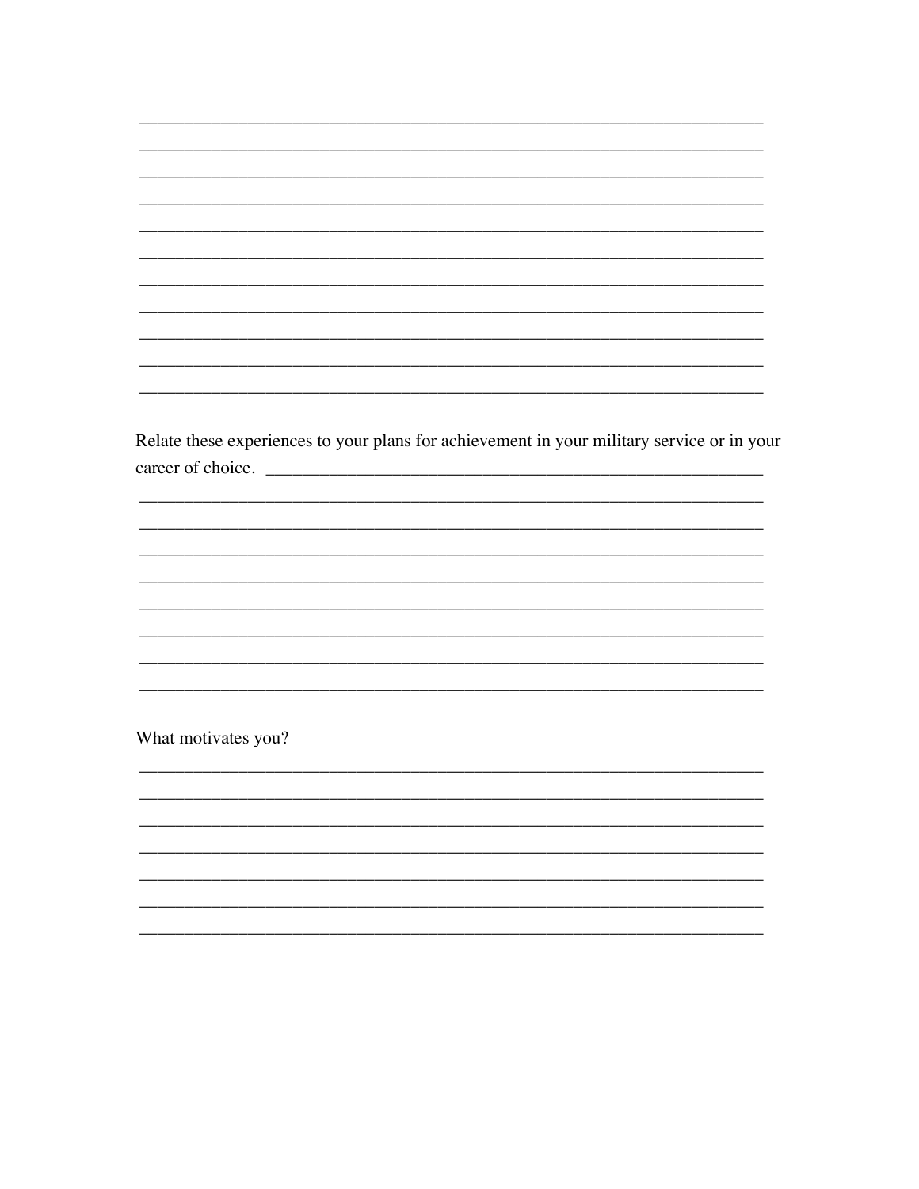Relate these experiences to your plans for achievement in your military service or in your career of choice.

What motivates you?